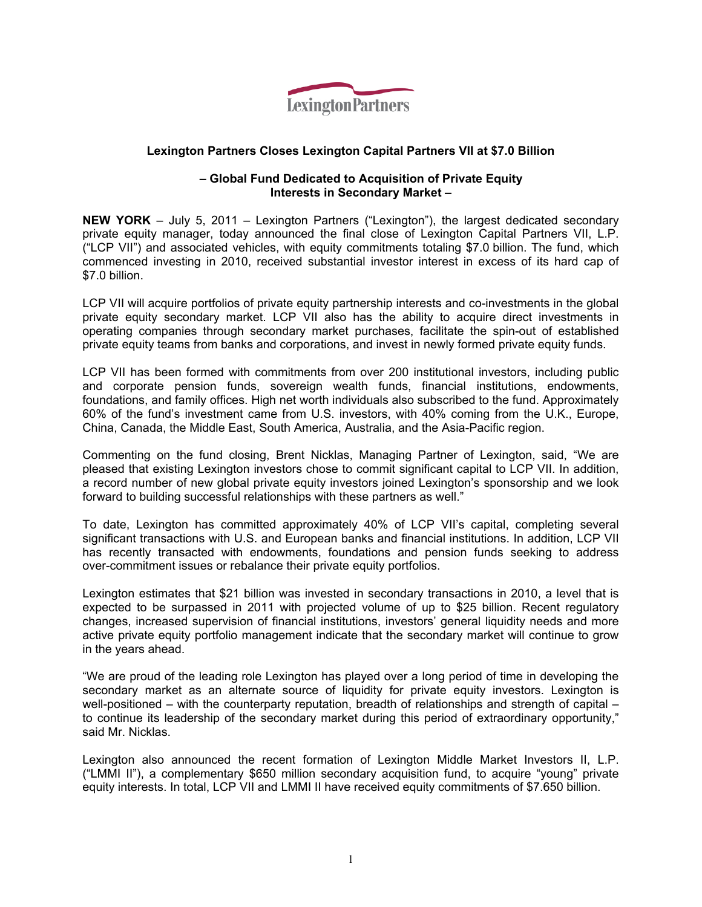LexingtonPartners

# Lexington Partners Closes Lexington Capital Partners VII at $7.0 Billion

## – Global Fund Dedicated to Acquisition of Private Equity Interests in Secondary Market –

**NEW YORK** – July 5, 2011 – Lexington Partners ("Lexington"), the largest dedicated secondary private equity manager, today announced the final close of Lexington Capital Partners VII, L.P. ("LCP VII") and associated vehicles, with equity commitments totaling $7.0 billion. The fund, which commenced investing in 2010, received substantial investor interest in excess of its hard cap of $7.0 billion.

LCP VII will acquire portfolios of private equity partnership interests and co-investments in the global private equity secondary market. LCP VII also has the ability to acquire direct investments in operating companies through secondary market purchases, facilitate the spin-out of established private equity teams from banks and corporations, and invest in newly formed private equity funds.

LCP VII has been formed with commitments from over 200 institutional investors, including public and corporate pension funds, sovereign wealth funds, financial institutions, endowments, foundations, and family offices. High net worth individuals also subscribed to the fund. Approximately 60% of the fund's investment came from U.S. investors, with 40% coming from the U.K., Europe, China, Canada, the Middle East, South America, Australia, and the Asia-Pacific region.

Commenting on the fund closing, Brent Nicklas, Managing Partner of Lexington, said, "We are pleased that existing Lexington investors chose to commit significant capital to LCP VII. In addition, a record number of new global private equity investors joined Lexington's sponsorship and we look forward to building successful relationships with these partners as well."

To date, Lexington has committed approximately 40% of LCP VII's capital, completing several significant transactions with U.S. and European banks and financial institutions. In addition, LCP VII has recently transacted with endowments, foundations and pension funds seeking to address over-commitment issues or rebalance their private equity portfolios.

Lexington estimates that $21 billion was invested in secondary transactions in 2010, a level that is expected to be surpassed in 2011 with projected volume of up to $25 billion. Recent regulatory changes, increased supervision of financial institutions, investors' general liquidity needs and more active private equity portfolio management indicate that the secondary market will continue to grow in the years ahead.

"We are proud of the leading role Lexington has played over a long period of time in developing the secondary market as an alternate source of liquidity for private equity investors. Lexington is well-positioned – with the counterparty reputation, breadth of relationships and strength of capital – to continue its leadership of the secondary market during this period of extraordinary opportunity," said Mr. Nicklas.

Lexington also announced the recent formation of Lexington Middle Market Investors II, L.P. ("LMMI II"), a complementary $650 million secondary acquisition fund, to acquire "young" private equity interests. In total, LCP VII and LMMI II have received equity commitments of $7.650 billion.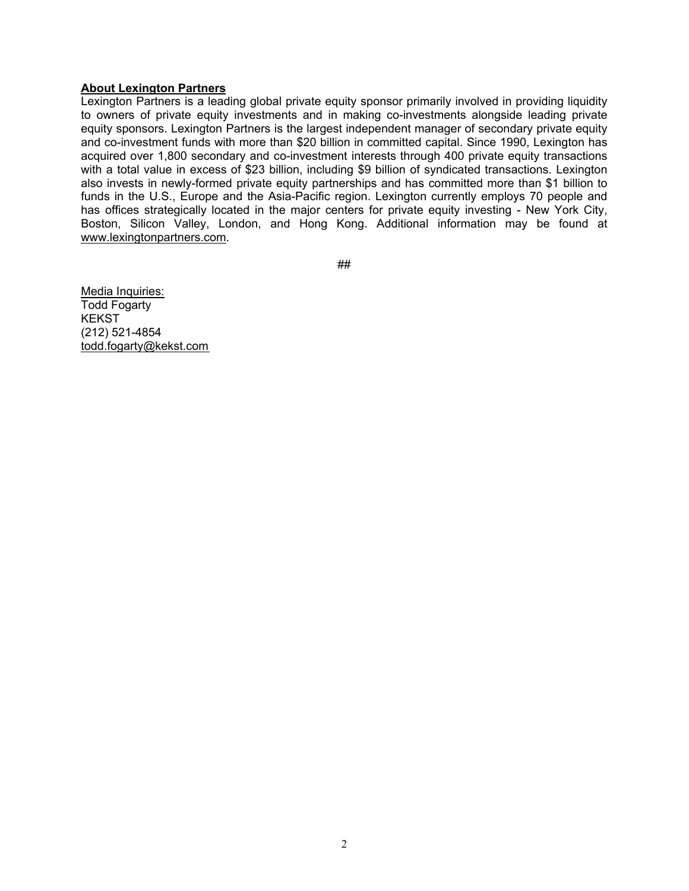**About Lexington Partners**

Lexington Partners is a leading global private equity sponsor primarily involved in providing liquidity to owners of private equity investments and in making co-investments alongside leading private equity sponsors. Lexington Partners is the largest independent manager of secondary private equity and co-investment funds with more than $20 billion in committed capital. Since 1990, Lexington has acquired over 1,800 secondary and co-investment interests through 400 private equity transactions with a total value in excess of $23 billion, including $9 billion of syndicated transactions. Lexington also invests in newly-formed private equity partnerships and has committed more than $1 billion to funds in the U.S., Europe and the Asia-Pacific region. Lexington currently employs 70 people and has offices strategically located in the major centers for private equity investing - New York City, Boston, Silicon Valley, London, and Hong Kong. Additional information may be found at www.lexingtonpartners.com.

##

Media Inquiries:
Todd Fogarty
KEKST
(212) 521-4854
todd.fogarty@kekst.com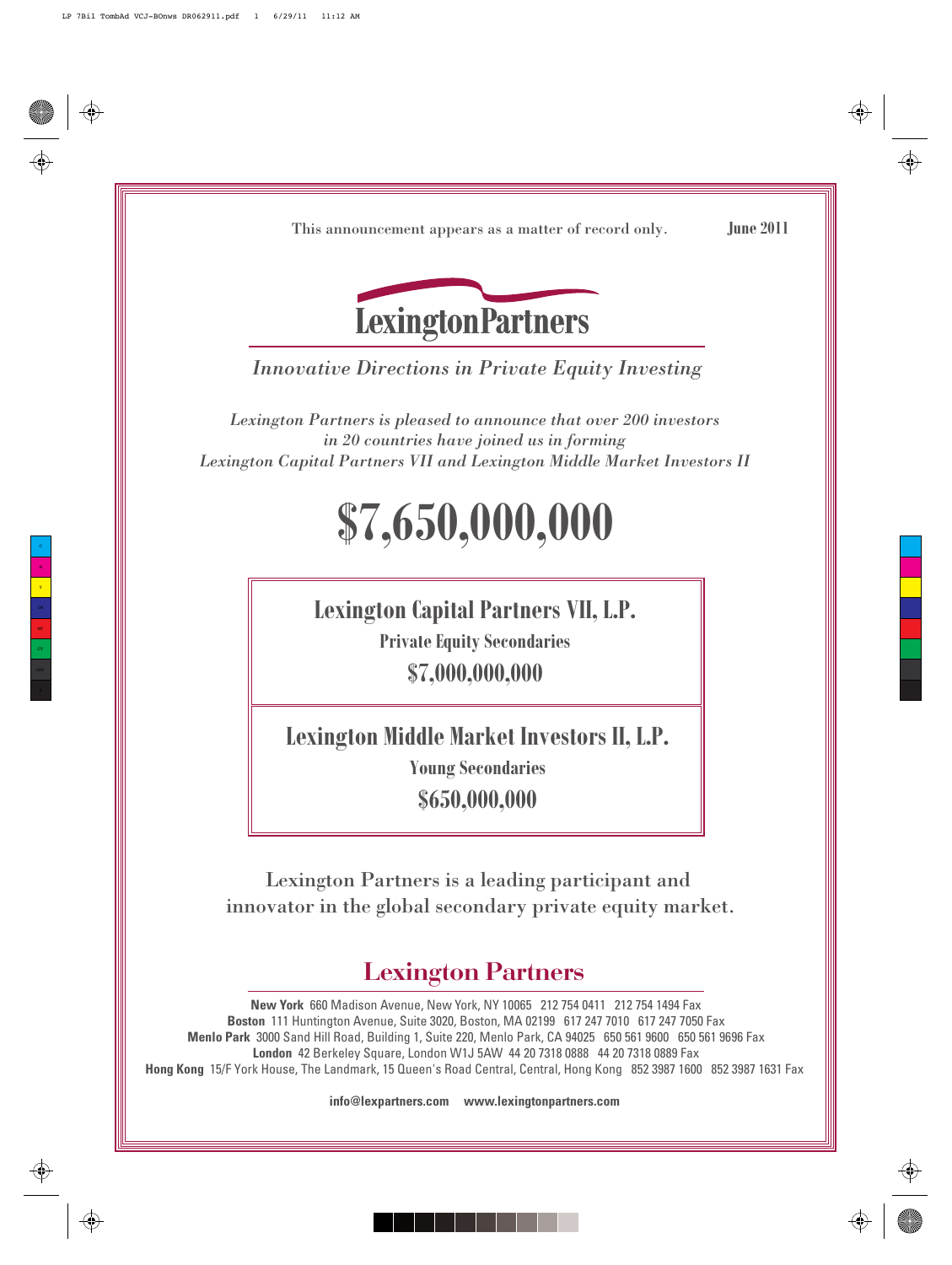This announcement appears as a matter of record only. **June 2011**

# Lexington Partners

*Innovative Directions in Private Equity Investing*

*Lexington Partners is pleased to announce that over 200 investors in 20 countries have joined us in forming Lexington Capital Partners VII and Lexington Middle Market Investors II*

# $7,650,000,000

## Lexington Capital Partners VII, L.P.

**Private Equity Secondaries**

**$7,000,000,000**

## Lexington Middle Market Investors II, L.P.

**Young Secondaries**

**$650,000,000**

Lexington Partners is a leading participant and innovator in the global secondary private equity market.

## Lexington Partners

**New York** 660 Madison Avenue, New York, NY 10065 212 754 0411 212 754 1494 Fax
**Boston** 111 Huntington Avenue, Suite 3020, Boston, MA 02199 617 247 7010 617 247 7050 Fax
**Menlo Park** 3000 Sand Hill Road, Building 1, Suite 220, Menlo Park, CA 94025 650 561 9600 650 561 9696 Fax
**London** 42 Berkeley Square, London W1J 5AW 44 20 7318 0888 44 20 7318 0889 Fax
**Hong Kong** 15/F York House, The Landmark, 15 Queen's Road Central, Central, Hong Kong 852 3987 1600 852 3987 1631 Fax

**info@lexpartners.com www.lexingtonpartners.com**